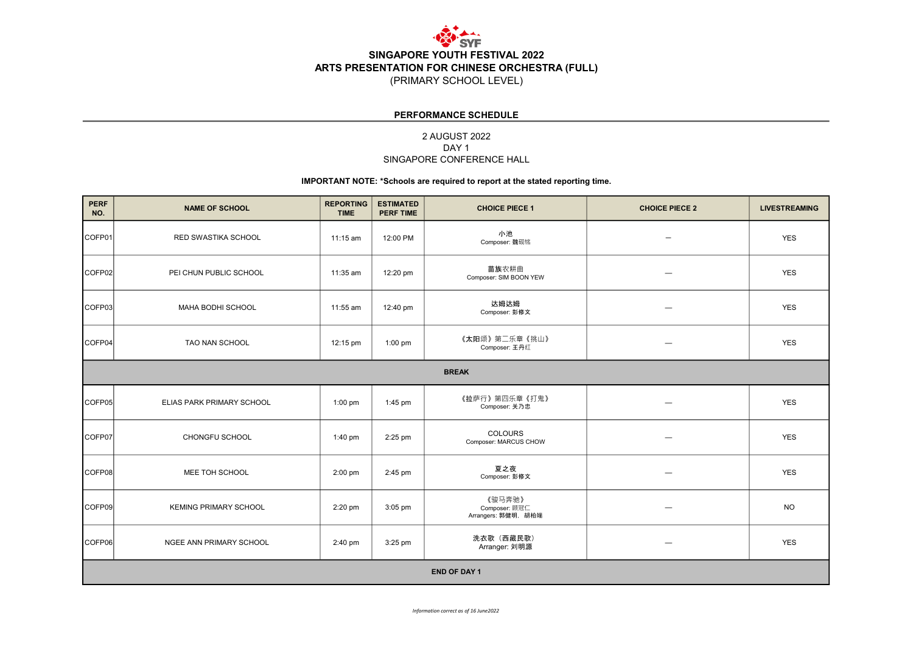# SINGAPORE YOUTH FESTIVAL 2022
## ARTS PRESENTATION FOR CHINESE ORCHESTRA (FULL)
(PRIMARY SCHOOL LEVEL)

### PERFORMANCE SCHEDULE

2 AUGUST 2022
DAY 1
SINGAPORE CONFERENCE HALL

**IMPORTANT NOTE: *Schools are required to report at the stated reporting time.**

| PERF NO. | NAME OF SCHOOL | REPORTING TIME | ESTIMATED PERF TIME | CHOICE PIECE 1 | CHOICE PIECE 2 | LIVESTREAMING |
|---|---|---|---|---|---|---|
| COFP01 | RED SWASTIKA SCHOOL | 11:15 am | 12:00 PM | 小池<br>Composer: 魏砚铭 | — | YES |
| COFP02 | PEI CHUN PUBLIC SCHOOL | 11:35 am | 12:20 pm | 苗族农耕曲<br>Composer: SIM BOON YEW | — | YES |
| COFP03 | MAHA BODHI SCHOOL | 11:55 am | 12:40 pm | 达姆达姆<br>Composer: 彭修文 | — | YES |
| COFP04 | TAO NAN SCHOOL | 12:15 pm | 1:00 pm | 《太阳颂》第二乐章《挑山》<br>Composer: 王丹红 | — | YES |
| **BREAK** | | | | | | |
| COFP05 | ELIAS PARK PRIMARY SCHOOL | 1:00 pm | 1:45 pm | 《拉萨行》第四乐章《打鬼》<br>Composer: 关乃忠 | — | YES |
| COFP07 | CHONGFU SCHOOL | 1:40 pm | 2:25 pm | COLOURS<br>Composer: MARCUS CHOW | — | YES |
| COFP08 | MEE TOH SCHOOL | 2:00 pm | 2:45 pm | 夏之夜<br>Composer: 彭修文 | — | YES |
| COFP09 | KEMING PRIMARY SCHOOL | 2:20 pm | 3:05 pm | 《骏马奔驰》<br>Composer: 顾冠仁<br>Arrangers: 郭健明、胡柏端 | — | NO |
| COFP06 | NGEE ANN PRIMARY SCHOOL | 2:40 pm | 3:25 pm | 洗衣歌（西藏民歌）<br>Arranger: 刘明源 | — | YES |
| **END OF DAY 1** | | | | | | |

*Information correct as of 16 June2022*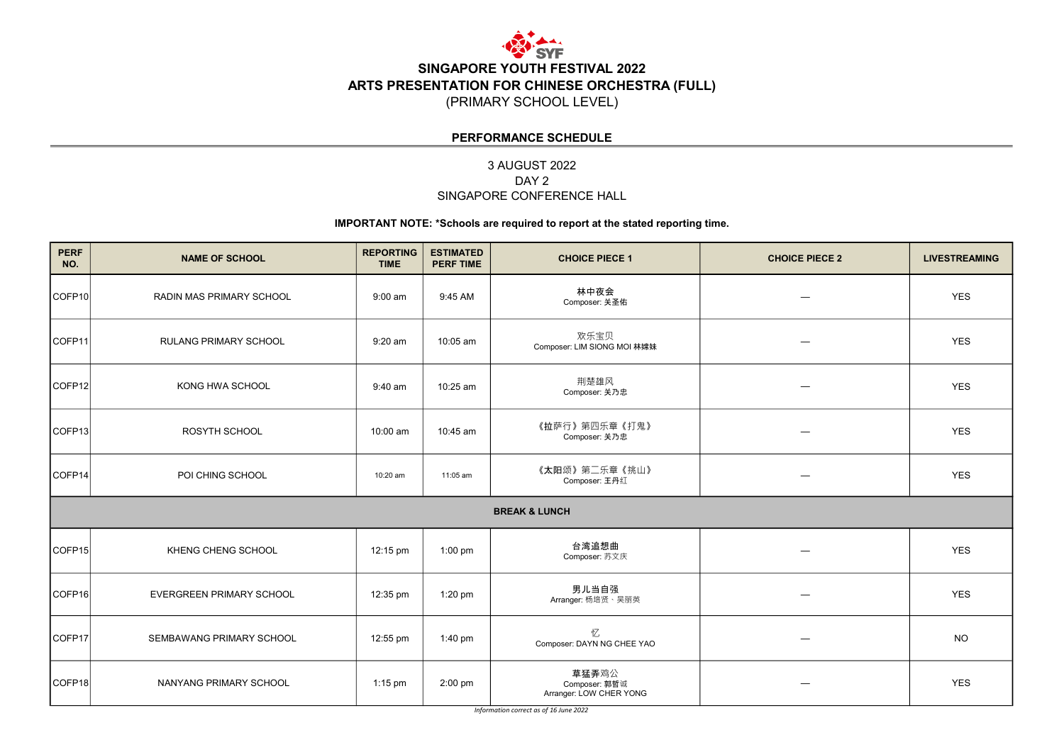# SINGAPORE YOUTH FESTIVAL 2022

# ARTS PRESENTATION FOR CHINESE ORCHESTRA (FULL)

(PRIMARY SCHOOL LEVEL)

## PERFORMANCE SCHEDULE

3 AUGUST 2022
DAY 2
SINGAPORE CONFERENCE HALL

**IMPORTANT NOTE: *Schools are required to report at the stated reporting time.**

| PERF NO. | NAME OF SCHOOL | REPORTING TIME | ESTIMATED PERF TIME | CHOICE PIECE 1 | CHOICE PIECE 2 | LIVESTREAMING |
|---|---|---|---|---|---|---|
| COFP10 | RADIN MAS PRIMARY SCHOOL | 9:00 am | 9:45 AM | 林中夜会<br>Composer: 关圣佑 | — | YES |
| COFP11 | RULANG PRIMARY SCHOOL | 9:20 am | 10:05 am | 欢乐宝贝<br>Composer: LIM SIONG MOI 林嫦妹 | — | YES |
| COFP12 | KONG HWA SCHOOL | 9:40 am | 10:25 am | 荆楚雄风<br>Composer: 关乃忠 | — | YES |
| COFP13 | ROSYTH SCHOOL | 10:00 am | 10:45 am | 《拉萨行》第四乐章《打鬼》<br>Composer: 关乃忠 | — | YES |
| COFP14 | POI CHING SCHOOL | 10:20 am | 11:05 am | 《太阳颂》第二乐章《挑山》<br>Composer: 王丹红 | — | YES |
| **BREAK & LUNCH** | | | | | | |
| COFP15 | KHENG CHENG SCHOOL | 12:15 pm | 1:00 pm | 台湾追想曲<br>Composer: 苏文庆 | — | YES |
| COFP16 | EVERGREEN PRIMARY SCHOOL | 12:35 pm | 1:20 pm | 男儿当自强<br>Arranger: 杨培贤、吴丽英 | — | YES |
| COFP17 | SEMBAWANG PRIMARY SCHOOL | 12:55 pm | 1:40 pm | 忆<br>Composer: DAYN NG CHEE YAO | — | NO |
| COFP18 | NANYANG PRIMARY SCHOOL | 1:15 pm | 2:00 pm | 草猛弄鸡公<br>Composer: 郭哲诚<br>Arranger: LOW CHER YONG | — | YES |

*Information correct as of 16 June 2022*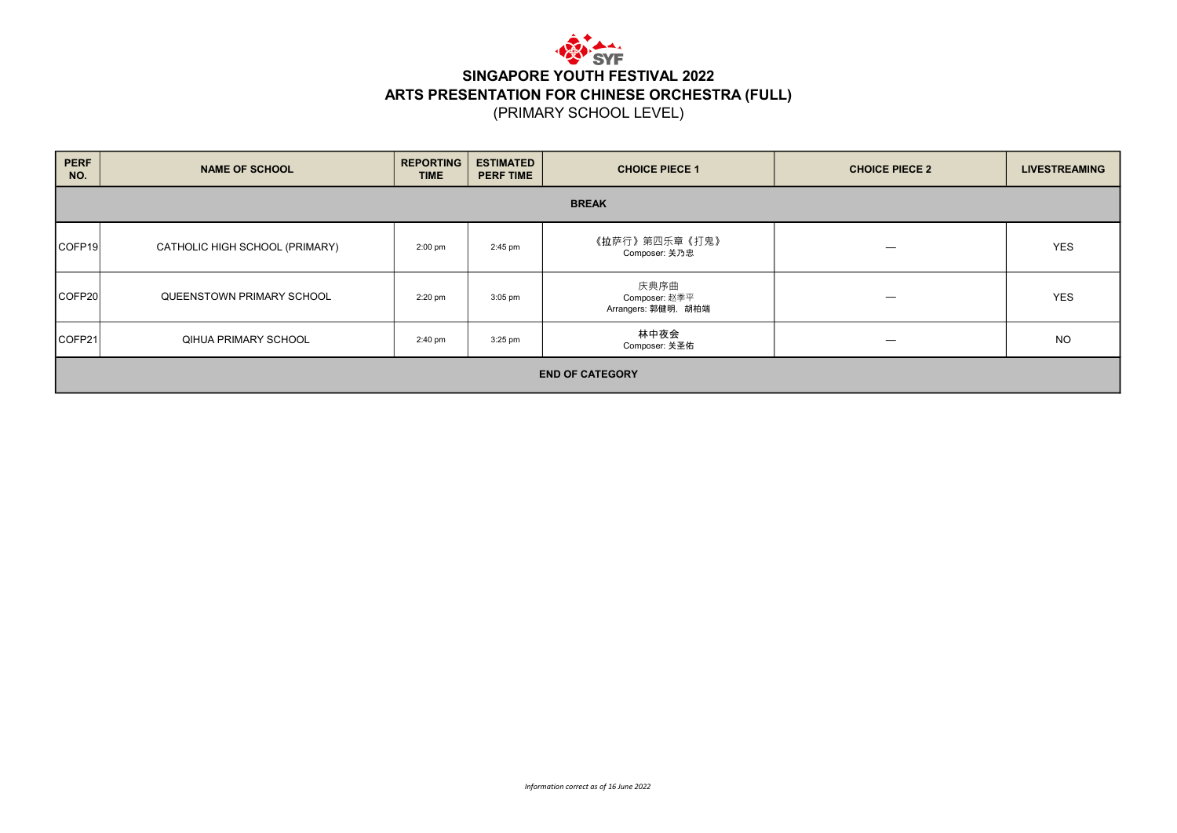# SINGAPORE YOUTH FESTIVAL 2022
## ARTS PRESENTATION FOR CHINESE ORCHESTRA (FULL)
(PRIMARY SCHOOL LEVEL)

| PERF NO. | NAME OF SCHOOL | REPORTING TIME | ESTIMATED PERF TIME | CHOICE PIECE 1 | CHOICE PIECE 2 | LIVESTREAMING |
|---|---|---|---|---|---|---|
| **BREAK** | | | | | | |
| COFP19 | CATHOLIC HIGH SCHOOL (PRIMARY) | 2:00 pm | 2:45 pm | 《拉萨行》第四乐章《打鬼》<br>Composer: 关乃忠 | — | YES |
| COFP20 | QUEENSTOWN PRIMARY SCHOOL | 2:20 pm | 3:05 pm | 庆典序曲<br>Composer: 赵季平<br>Arrangers: 郭健明、胡柏端 | — | YES |
| COFP21 | QIHUA PRIMARY SCHOOL | 2:40 pm | 3:25 pm | 林中夜会<br>Composer: 关圣佑 | — | NO |
| **END OF CATEGORY** | | | | | | |

*Information correct as of 16 June 2022*